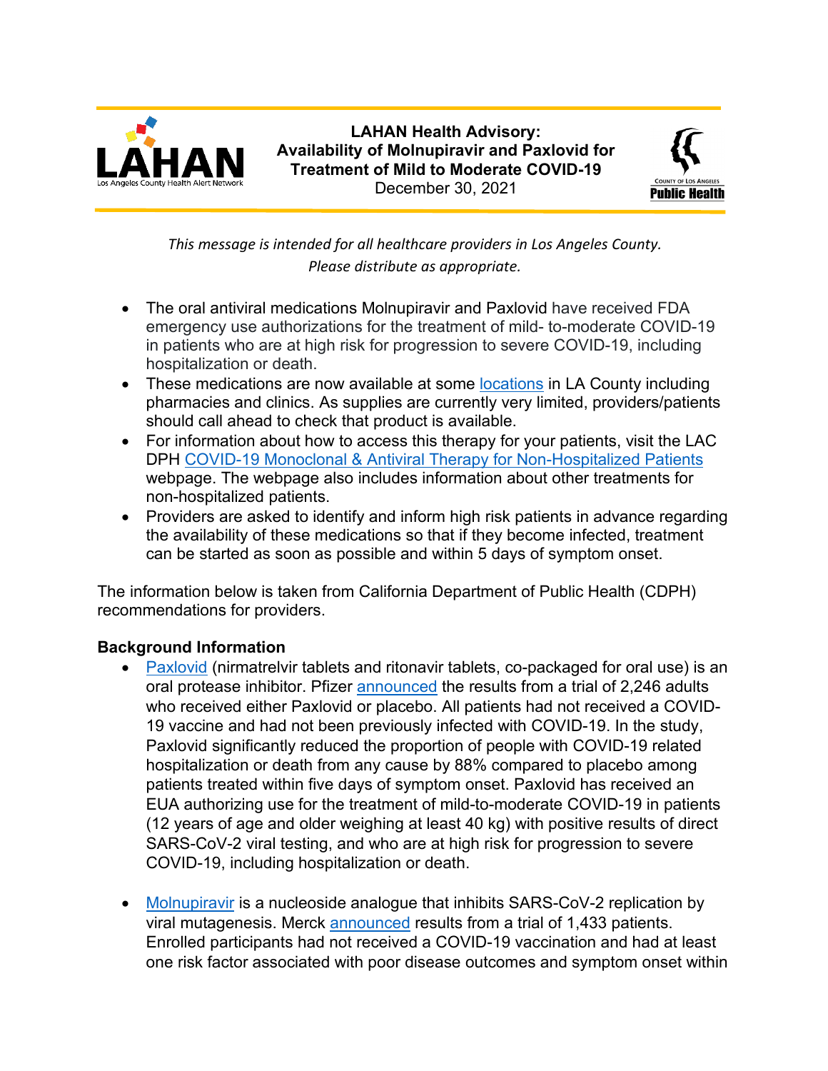# LAHAN Health Advisory: Availability of Molnupiravir and Paxlovid for Treatment of Mild to Moderate COVID-19

December 30, 2021

*This message is intended for all healthcare providers in Los Angeles County. Please distribute as appropriate.*

- The oral antiviral medications Molnupiravir and Paxlovid have received FDA emergency use authorizations for the treatment of mild- to-moderate COVID-19 in patients who are at high risk for progression to severe COVID-19, including hospitalization or death.
- These medications are now available at some locations in LA County including pharmacies and clinics. As supplies are currently very limited, providers/patients should call ahead to check that product is available.
- For information about how to access this therapy for your patients, visit the LAC DPH COVID-19 Monoclonal & Antiviral Therapy for Non-Hospitalized Patients webpage. The webpage also includes information about other treatments for non-hospitalized patients.
- Providers are asked to identify and inform high risk patients in advance regarding the availability of these medications so that if they become infected, treatment can be started as soon as possible and within 5 days of symptom onset.

The information below is taken from California Department of Public Health (CDPH) recommendations for providers.

## Background Information

- Paxlovid (nirmatrelvir tablets and ritonavir tablets, co-packaged for oral use) is an oral protease inhibitor. Pfizer announced the results from a trial of 2,246 adults who received either Paxlovid or placebo. All patients had not received a COVID-19 vaccine and had not been previously infected with COVID-19. In the study, Paxlovid significantly reduced the proportion of people with COVID-19 related hospitalization or death from any cause by 88% compared to placebo among patients treated within five days of symptom onset. Paxlovid has received an EUA authorizing use for the treatment of mild-to-moderate COVID-19 in patients (12 years of age and older weighing at least 40 kg) with positive results of direct SARS-CoV-2 viral testing, and who are at high risk for progression to severe COVID-19, including hospitalization or death.

- Molnupiravir is a nucleoside analogue that inhibits SARS-CoV-2 replication by viral mutagenesis. Merck announced results from a trial of 1,433 patients. Enrolled participants had not received a COVID-19 vaccination and had at least one risk factor associated with poor disease outcomes and symptom onset within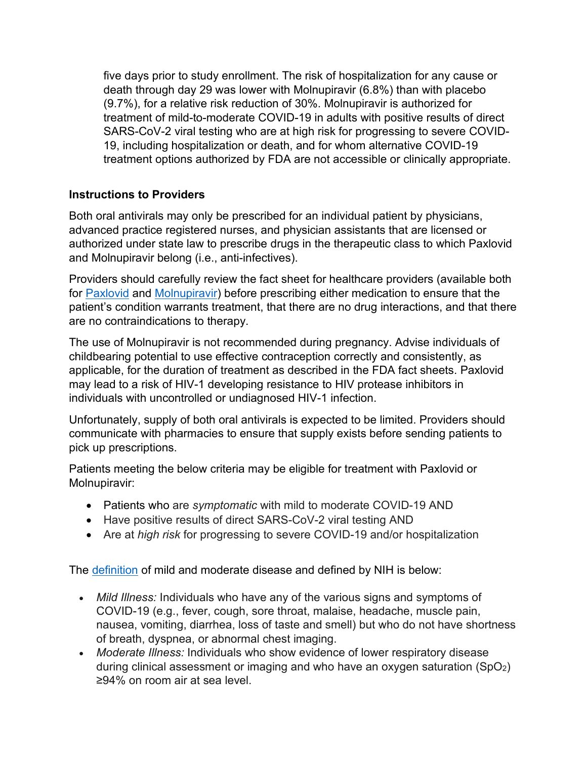five days prior to study enrollment. The risk of hospitalization for any cause or death through day 29 was lower with Molnupiravir (6.8%) than with placebo (9.7%), for a relative risk reduction of 30%. Molnupiravir is authorized for treatment of mild-to-moderate COVID-19 in adults with positive results of direct SARS-CoV-2 viral testing who are at high risk for progressing to severe COVID-19, including hospitalization or death, and for whom alternative COVID-19 treatment options authorized by FDA are not accessible or clinically appropriate.

**Instructions to Providers**

Both oral antivirals may only be prescribed for an individual patient by physicians, advanced practice registered nurses, and physician assistants that are licensed or authorized under state law to prescribe drugs in the therapeutic class to which Paxlovid and Molnupiravir belong (i.e., anti-infectives).

Providers should carefully review the fact sheet for healthcare providers (available both for Paxlovid and Molnupiravir) before prescribing either medication to ensure that the patient's condition warrants treatment, that there are no drug interactions, and that there are no contraindications to therapy.

The use of Molnupiravir is not recommended during pregnancy. Advise individuals of childbearing potential to use effective contraception correctly and consistently, as applicable, for the duration of treatment as described in the FDA fact sheets. Paxlovid may lead to a risk of HIV-1 developing resistance to HIV protease inhibitors in individuals with uncontrolled or undiagnosed HIV-1 infection.

Unfortunately, supply of both oral antivirals is expected to be limited. Providers should communicate with pharmacies to ensure that supply exists before sending patients to pick up prescriptions.

Patients meeting the below criteria may be eligible for treatment with Paxlovid or Molnupiravir:

- Patients who are *symptomatic* with mild to moderate COVID-19 AND
- Have positive results of direct SARS-CoV-2 viral testing AND
- Are at *high risk* for progressing to severe COVID-19 and/or hospitalization

The definition of mild and moderate disease and defined by NIH is below:

- *Mild Illness:* Individuals who have any of the various signs and symptoms of COVID-19 (e.g., fever, cough, sore throat, malaise, headache, muscle pain, nausea, vomiting, diarrhea, loss of taste and smell) but who do not have shortness of breath, dyspnea, or abnormal chest imaging.
- *Moderate Illness:* Individuals who show evidence of lower respiratory disease during clinical assessment or imaging and who have an oxygen saturation ($SpO_2$) ≥94% on room air at sea level.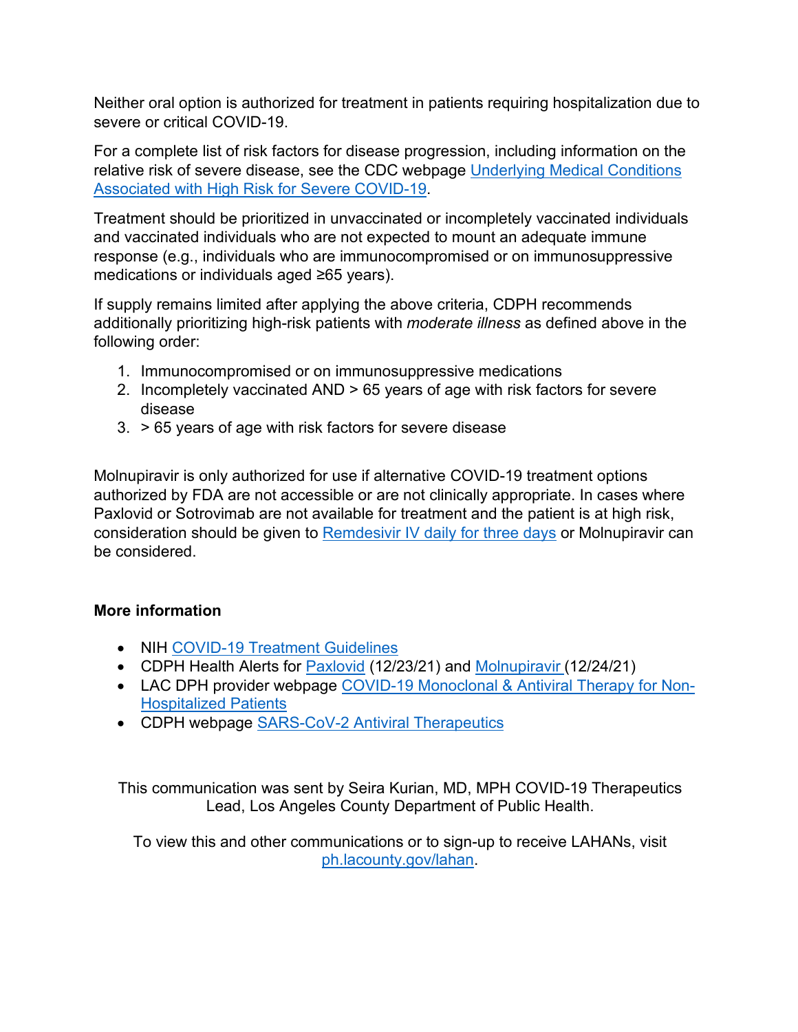Neither oral option is authorized for treatment in patients requiring hospitalization due to severe or critical COVID-19.

For a complete list of risk factors for disease progression, including information on the relative risk of severe disease, see the CDC webpage Underlying Medical Conditions Associated with High Risk for Severe COVID-19.

Treatment should be prioritized in unvaccinated or incompletely vaccinated individuals and vaccinated individuals who are not expected to mount an adequate immune response (e.g., individuals who are immunocompromised or on immunosuppressive medications or individuals aged ≥65 years).

If supply remains limited after applying the above criteria, CDPH recommends additionally prioritizing high-risk patients with *moderate illness* as defined above in the following order:

1. Immunocompromised or on immunosuppressive medications
2. Incompletely vaccinated AND > 65 years of age with risk factors for severe disease
3. > 65 years of age with risk factors for severe disease

Molnupiravir is only authorized for use if alternative COVID-19 treatment options authorized by FDA are not accessible or are not clinically appropriate. In cases where Paxlovid or Sotrovimab are not available for treatment and the patient is at high risk, consideration should be given to Remdesivir IV daily for three days or Molnupiravir can be considered.

**More information**

- NIH COVID-19 Treatment Guidelines
- CDPH Health Alerts for Paxlovid (12/23/21) and Molnupiravir (12/24/21)
- LAC DPH provider webpage COVID-19 Monoclonal & Antiviral Therapy for Non-Hospitalized Patients
- CDPH webpage SARS-CoV-2 Antiviral Therapeutics

This communication was sent by Seira Kurian, MD, MPH COVID-19 Therapeutics Lead, Los Angeles County Department of Public Health.

To view this and other communications or to sign-up to receive LAHANs, visit ph.lacounty.gov/lahan.